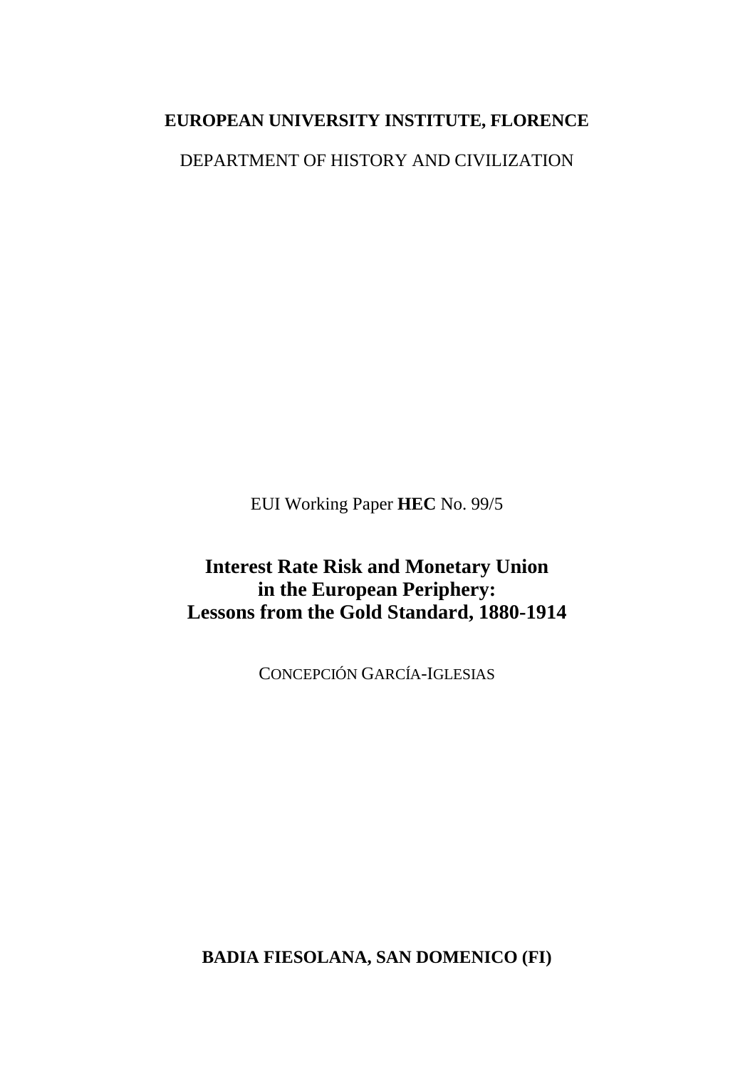**EUROPEAN UNIVERSITY INSTITUTE, FLORENCE**

DEPARTMENT OF HISTORY AND CIVILIZATION

EUI Working Paper **HEC** No. 99/5

# Interest Rate Risk and Monetary Union in the European Periphery: Lessons from the Gold Standard, 1880-1914

CONCEPCIÓN GARCÍA-IGLESIAS

**BADIA FIESOLANA, SAN DOMENICO (FI)**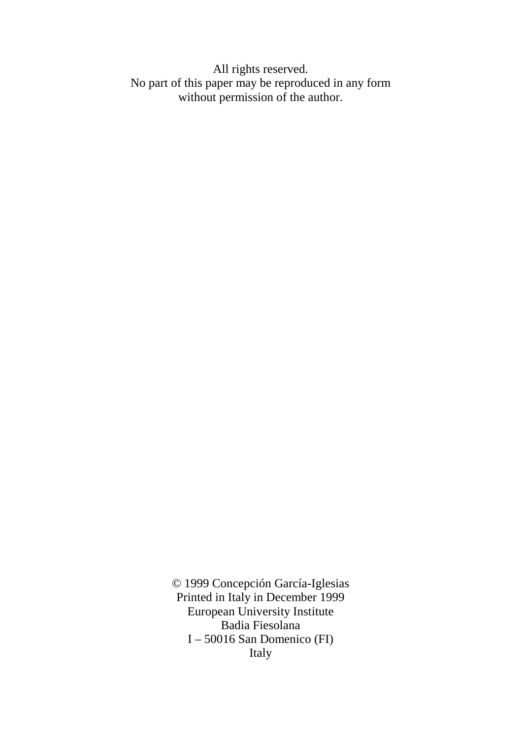All rights reserved.
No part of this paper may be reproduced in any form
without permission of the author.

© 1999 Concepción García-Iglesias
Printed in Italy in December 1999
European University Institute
Badia Fiesolana
I – 50016 San Domenico (FI)
Italy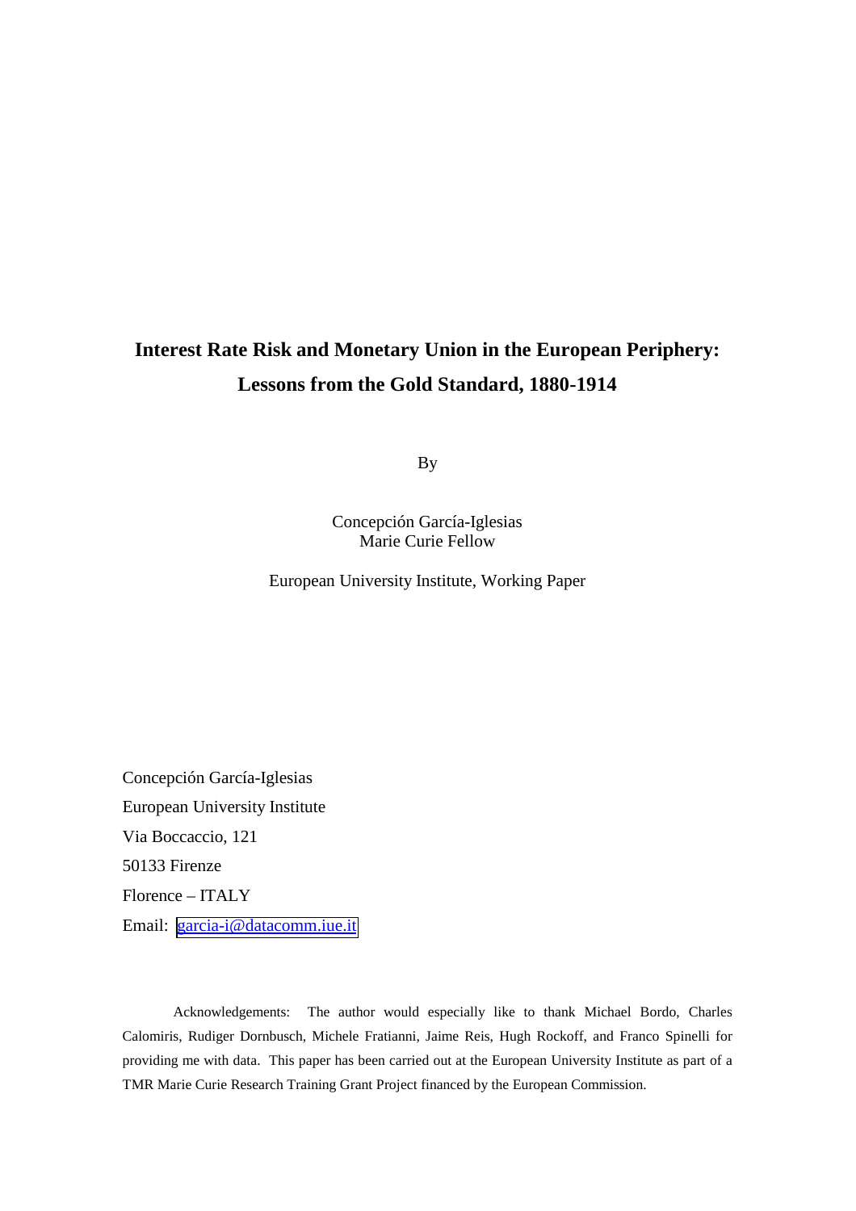# Interest Rate Risk and Monetary Union in the European Periphery: Lessons from the Gold Standard, 1880-1914

By

Concepción García-Iglesias
Marie Curie Fellow

European University Institute, Working Paper

Concepción García-Iglesias
European University Institute
Via Boccaccio, 121
50133 Firenze
Florence – ITALY
Email: garcia-i@datacomm.iue.it

Acknowledgements: The author would especially like to thank Michael Bordo, Charles Calomiris, Rudiger Dornbusch, Michele Fratianni, Jaime Reis, Hugh Rockoff, and Franco Spinelli for providing me with data. This paper has been carried out at the European University Institute as part of a TMR Marie Curie Research Training Grant Project financed by the European Commission.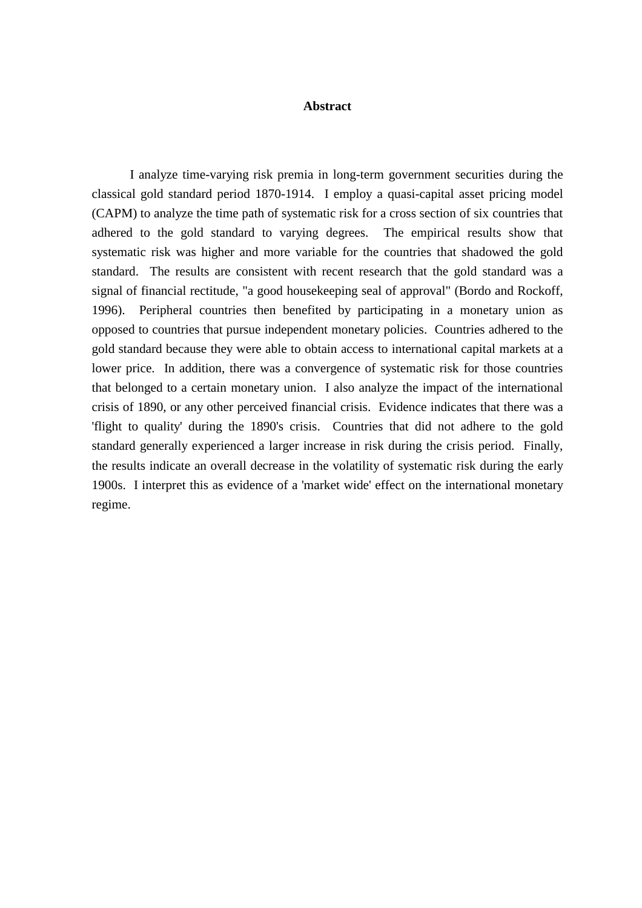# Abstract

I analyze time-varying risk premia in long-term government securities during the classical gold standard period 1870-1914. I employ a quasi-capital asset pricing model (CAPM) to analyze the time path of systematic risk for a cross section of six countries that adhered to the gold standard to varying degrees. The empirical results show that systematic risk was higher and more variable for the countries that shadowed the gold standard. The results are consistent with recent research that the gold standard was a signal of financial rectitude, "a good housekeeping seal of approval" (Bordo and Rockoff, 1996). Peripheral countries then benefited by participating in a monetary union as opposed to countries that pursue independent monetary policies. Countries adhered to the gold standard because they were able to obtain access to international capital markets at a lower price. In addition, there was a convergence of systematic risk for those countries that belonged to a certain monetary union. I also analyze the impact of the international crisis of 1890, or any other perceived financial crisis. Evidence indicates that there was a 'flight to quality' during the 1890's crisis. Countries that did not adhere to the gold standard generally experienced a larger increase in risk during the crisis period. Finally, the results indicate an overall decrease in the volatility of systematic risk during the early 1900s. I interpret this as evidence of a 'market wide' effect on the international monetary regime.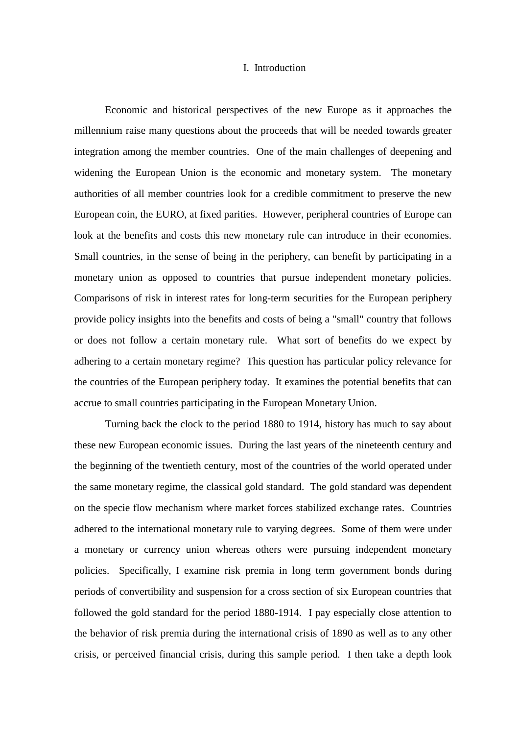# I. Introduction

Economic and historical perspectives of the new Europe as it approaches the millennium raise many questions about the proceeds that will be needed towards greater integration among the member countries. One of the main challenges of deepening and widening the European Union is the economic and monetary system. The monetary authorities of all member countries look for a credible commitment to preserve the new European coin, the EURO, at fixed parities. However, peripheral countries of Europe can look at the benefits and costs this new monetary rule can introduce in their economies. Small countries, in the sense of being in the periphery, can benefit by participating in a monetary union as opposed to countries that pursue independent monetary policies. Comparisons of risk in interest rates for long-term securities for the European periphery provide policy insights into the benefits and costs of being a "small" country that follows or does not follow a certain monetary rule. What sort of benefits do we expect by adhering to a certain monetary regime? This question has particular policy relevance for the countries of the European periphery today. It examines the potential benefits that can accrue to small countries participating in the European Monetary Union.

Turning back the clock to the period 1880 to 1914, history has much to say about these new European economic issues. During the last years of the nineteenth century and the beginning of the twentieth century, most of the countries of the world operated under the same monetary regime, the classical gold standard. The gold standard was dependent on the specie flow mechanism where market forces stabilized exchange rates. Countries adhered to the international monetary rule to varying degrees. Some of them were under a monetary or currency union whereas others were pursuing independent monetary policies. Specifically, I examine risk premia in long term government bonds during periods of convertibility and suspension for a cross section of six European countries that followed the gold standard for the period 1880-1914. I pay especially close attention to the behavior of risk premia during the international crisis of 1890 as well as to any other crisis, or perceived financial crisis, during this sample period. I then take a depth look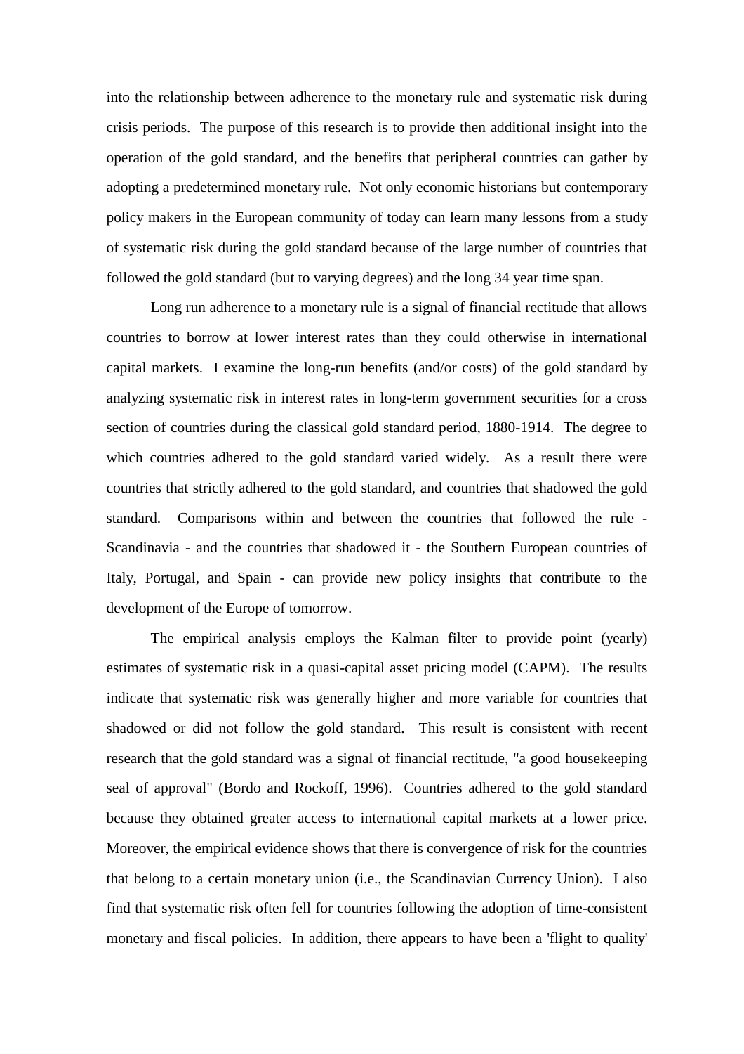into the relationship between adherence to the monetary rule and systematic risk during crisis periods. The purpose of this research is to provide then additional insight into the operation of the gold standard, and the benefits that peripheral countries can gather by adopting a predetermined monetary rule. Not only economic historians but contemporary policy makers in the European community of today can learn many lessons from a study of systematic risk during the gold standard because of the large number of countries that followed the gold standard (but to varying degrees) and the long 34 year time span.

Long run adherence to a monetary rule is a signal of financial rectitude that allows countries to borrow at lower interest rates than they could otherwise in international capital markets. I examine the long-run benefits (and/or costs) of the gold standard by analyzing systematic risk in interest rates in long-term government securities for a cross section of countries during the classical gold standard period, 1880-1914. The degree to which countries adhered to the gold standard varied widely. As a result there were countries that strictly adhered to the gold standard, and countries that shadowed the gold standard. Comparisons within and between the countries that followed the rule - Scandinavia - and the countries that shadowed it - the Southern European countries of Italy, Portugal, and Spain - can provide new policy insights that contribute to the development of the Europe of tomorrow.

The empirical analysis employs the Kalman filter to provide point (yearly) estimates of systematic risk in a quasi-capital asset pricing model (CAPM). The results indicate that systematic risk was generally higher and more variable for countries that shadowed or did not follow the gold standard. This result is consistent with recent research that the gold standard was a signal of financial rectitude, "a good housekeeping seal of approval" (Bordo and Rockoff, 1996). Countries adhered to the gold standard because they obtained greater access to international capital markets at a lower price. Moreover, the empirical evidence shows that there is convergence of risk for the countries that belong to a certain monetary union (i.e., the Scandinavian Currency Union). I also find that systematic risk often fell for countries following the adoption of time-consistent monetary and fiscal policies. In addition, there appears to have been a 'flight to quality'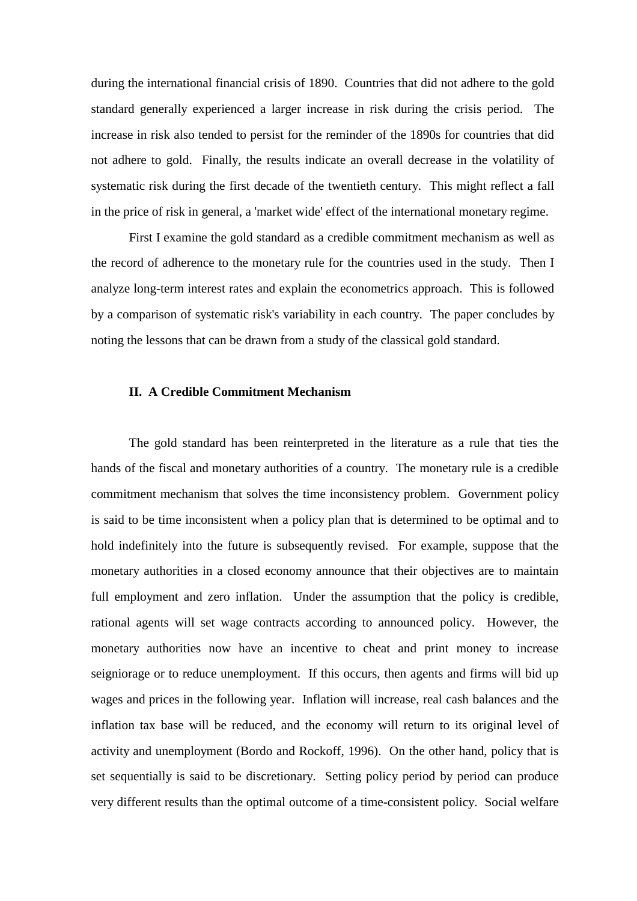during the international financial crisis of 1890. Countries that did not adhere to the gold standard generally experienced a larger increase in risk during the crisis period. The increase in risk also tended to persist for the reminder of the 1890s for countries that did not adhere to gold. Finally, the results indicate an overall decrease in the volatility of systematic risk during the first decade of the twentieth century. This might reflect a fall in the price of risk in general, a 'market wide' effect of the international monetary regime.

First I examine the gold standard as a credible commitment mechanism as well as the record of adherence to the monetary rule for the countries used in the study. Then I analyze long-term interest rates and explain the econometrics approach. This is followed by a comparison of systematic risk's variability in each country. The paper concludes by noting the lessons that can be drawn from a study of the classical gold standard.

## II. A Credible Commitment Mechanism

The gold standard has been reinterpreted in the literature as a rule that ties the hands of the fiscal and monetary authorities of a country. The monetary rule is a credible commitment mechanism that solves the time inconsistency problem. Government policy is said to be time inconsistent when a policy plan that is determined to be optimal and to hold indefinitely into the future is subsequently revised. For example, suppose that the monetary authorities in a closed economy announce that their objectives are to maintain full employment and zero inflation. Under the assumption that the policy is credible, rational agents will set wage contracts according to announced policy. However, the monetary authorities now have an incentive to cheat and print money to increase seigniorage or to reduce unemployment. If this occurs, then agents and firms will bid up wages and prices in the following year. Inflation will increase, real cash balances and the inflation tax base will be reduced, and the economy will return to its original level of activity and unemployment (Bordo and Rockoff, 1996). On the other hand, policy that is set sequentially is said to be discretionary. Setting policy period by period can produce very different results than the optimal outcome of a time-consistent policy. Social welfare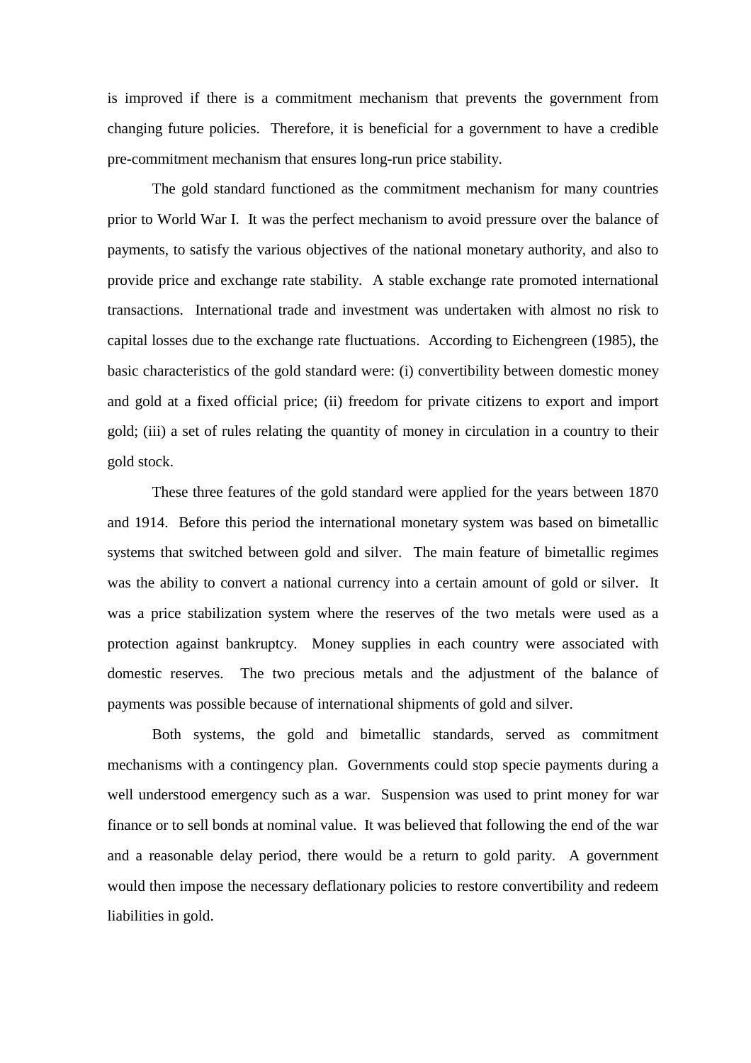is improved if there is a commitment mechanism that prevents the government from changing future policies. Therefore, it is beneficial for a government to have a credible pre-commitment mechanism that ensures long-run price stability.

The gold standard functioned as the commitment mechanism for many countries prior to World War I. It was the perfect mechanism to avoid pressure over the balance of payments, to satisfy the various objectives of the national monetary authority, and also to provide price and exchange rate stability. A stable exchange rate promoted international transactions. International trade and investment was undertaken with almost no risk to capital losses due to the exchange rate fluctuations. According to Eichengreen (1985), the basic characteristics of the gold standard were: (i) convertibility between domestic money and gold at a fixed official price; (ii) freedom for private citizens to export and import gold; (iii) a set of rules relating the quantity of money in circulation in a country to their gold stock.

These three features of the gold standard were applied for the years between 1870 and 1914. Before this period the international monetary system was based on bimetallic systems that switched between gold and silver. The main feature of bimetallic regimes was the ability to convert a national currency into a certain amount of gold or silver. It was a price stabilization system where the reserves of the two metals were used as a protection against bankruptcy. Money supplies in each country were associated with domestic reserves. The two precious metals and the adjustment of the balance of payments was possible because of international shipments of gold and silver.

Both systems, the gold and bimetallic standards, served as commitment mechanisms with a contingency plan. Governments could stop specie payments during a well understood emergency such as a war. Suspension was used to print money for war finance or to sell bonds at nominal value. It was believed that following the end of the war and a reasonable delay period, there would be a return to gold parity. A government would then impose the necessary deflationary policies to restore convertibility and redeem liabilities in gold.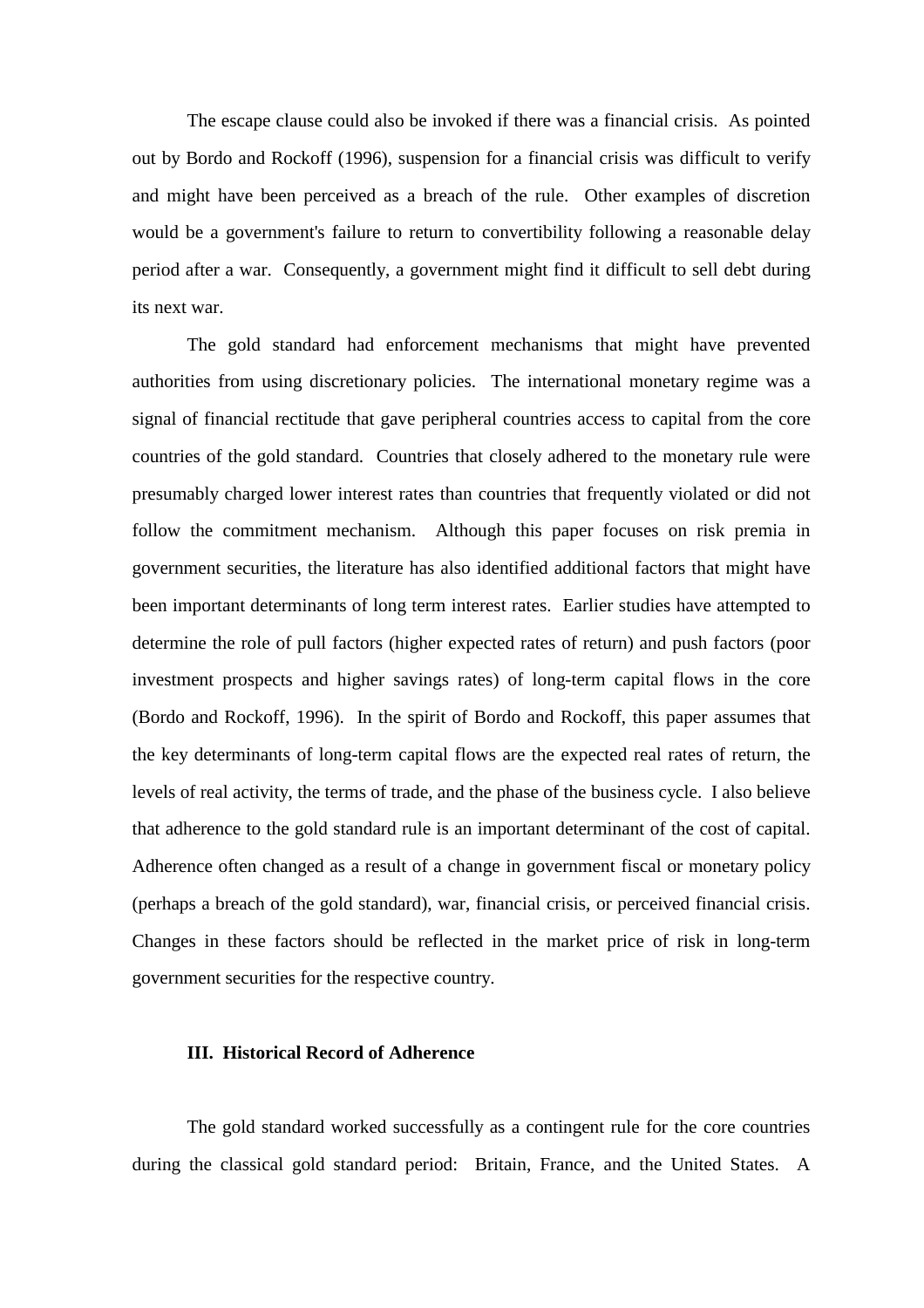The escape clause could also be invoked if there was a financial crisis. As pointed out by Bordo and Rockoff (1996), suspension for a financial crisis was difficult to verify and might have been perceived as a breach of the rule. Other examples of discretion would be a government's failure to return to convertibility following a reasonable delay period after a war. Consequently, a government might find it difficult to sell debt during its next war.

The gold standard had enforcement mechanisms that might have prevented authorities from using discretionary policies. The international monetary regime was a signal of financial rectitude that gave peripheral countries access to capital from the core countries of the gold standard. Countries that closely adhered to the monetary rule were presumably charged lower interest rates than countries that frequently violated or did not follow the commitment mechanism. Although this paper focuses on risk premia in government securities, the literature has also identified additional factors that might have been important determinants of long term interest rates. Earlier studies have attempted to determine the role of pull factors (higher expected rates of return) and push factors (poor investment prospects and higher savings rates) of long-term capital flows in the core (Bordo and Rockoff, 1996). In the spirit of Bordo and Rockoff, this paper assumes that the key determinants of long-term capital flows are the expected real rates of return, the levels of real activity, the terms of trade, and the phase of the business cycle. I also believe that adherence to the gold standard rule is an important determinant of the cost of capital. Adherence often changed as a result of a change in government fiscal or monetary policy (perhaps a breach of the gold standard), war, financial crisis, or perceived financial crisis. Changes in these factors should be reflected in the market price of risk in long-term government securities for the respective country.

## III. Historical Record of Adherence

The gold standard worked successfully as a contingent rule for the core countries during the classical gold standard period: Britain, France, and the United States. A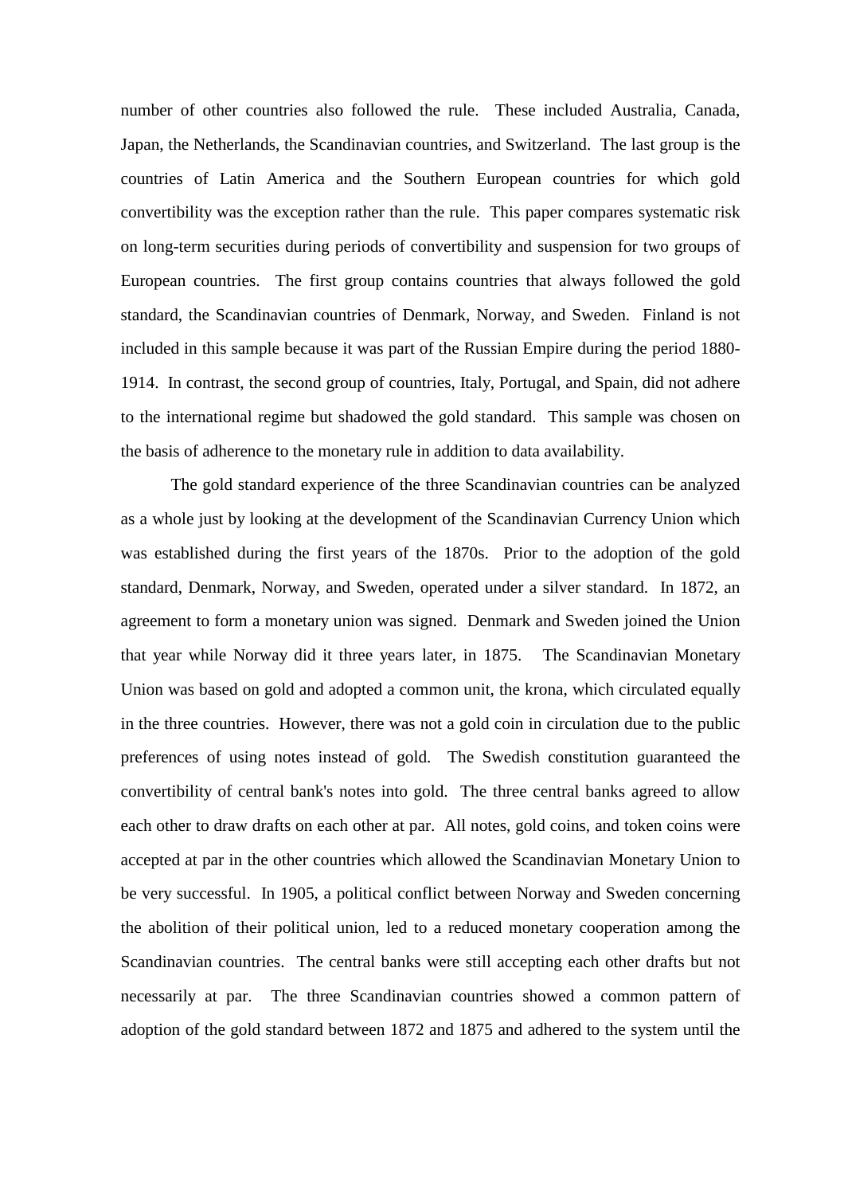number of other countries also followed the rule. These included Australia, Canada, Japan, the Netherlands, the Scandinavian countries, and Switzerland. The last group is the countries of Latin America and the Southern European countries for which gold convertibility was the exception rather than the rule. This paper compares systematic risk on long-term securities during periods of convertibility and suspension for two groups of European countries. The first group contains countries that always followed the gold standard, the Scandinavian countries of Denmark, Norway, and Sweden. Finland is not included in this sample because it was part of the Russian Empire during the period 1880-1914. In contrast, the second group of countries, Italy, Portugal, and Spain, did not adhere to the international regime but shadowed the gold standard. This sample was chosen on the basis of adherence to the monetary rule in addition to data availability.

The gold standard experience of the three Scandinavian countries can be analyzed as a whole just by looking at the development of the Scandinavian Currency Union which was established during the first years of the 1870s. Prior to the adoption of the gold standard, Denmark, Norway, and Sweden, operated under a silver standard. In 1872, an agreement to form a monetary union was signed. Denmark and Sweden joined the Union that year while Norway did it three years later, in 1875. The Scandinavian Monetary Union was based on gold and adopted a common unit, the krona, which circulated equally in the three countries. However, there was not a gold coin in circulation due to the public preferences of using notes instead of gold. The Swedish constitution guaranteed the convertibility of central bank's notes into gold. The three central banks agreed to allow each other to draw drafts on each other at par. All notes, gold coins, and token coins were accepted at par in the other countries which allowed the Scandinavian Monetary Union to be very successful. In 1905, a political conflict between Norway and Sweden concerning the abolition of their political union, led to a reduced monetary cooperation among the Scandinavian countries. The central banks were still accepting each other drafts but not necessarily at par. The three Scandinavian countries showed a common pattern of adoption of the gold standard between 1872 and 1875 and adhered to the system until the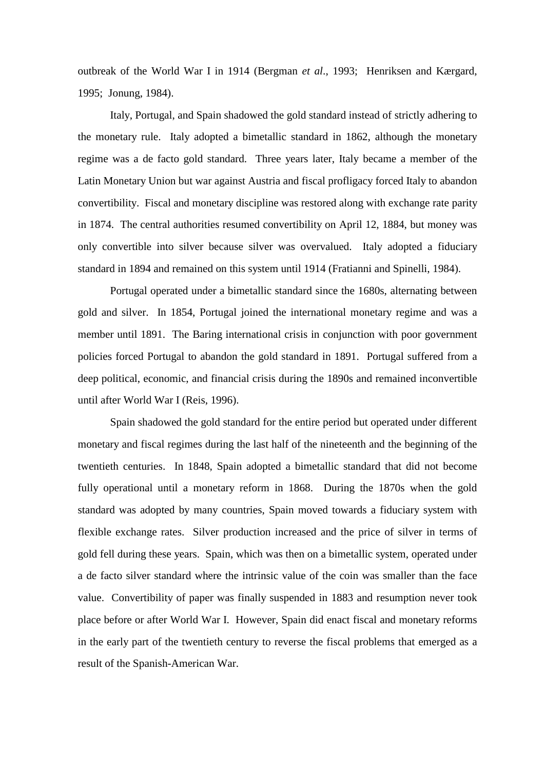outbreak of the World War I in 1914 (Bergman *et al*., 1993; Henriksen and Kærgard, 1995; Jonung, 1984).

Italy, Portugal, and Spain shadowed the gold standard instead of strictly adhering to the monetary rule. Italy adopted a bimetallic standard in 1862, although the monetary regime was a de facto gold standard. Three years later, Italy became a member of the Latin Monetary Union but war against Austria and fiscal profligacy forced Italy to abandon convertibility. Fiscal and monetary discipline was restored along with exchange rate parity in 1874. The central authorities resumed convertibility on April 12, 1884, but money was only convertible into silver because silver was overvalued. Italy adopted a fiduciary standard in 1894 and remained on this system until 1914 (Fratianni and Spinelli, 1984).

Portugal operated under a bimetallic standard since the 1680s, alternating between gold and silver. In 1854, Portugal joined the international monetary regime and was a member until 1891. The Baring international crisis in conjunction with poor government policies forced Portugal to abandon the gold standard in 1891. Portugal suffered from a deep political, economic, and financial crisis during the 1890s and remained inconvertible until after World War I (Reis, 1996).

Spain shadowed the gold standard for the entire period but operated under different monetary and fiscal regimes during the last half of the nineteenth and the beginning of the twentieth centuries. In 1848, Spain adopted a bimetallic standard that did not become fully operational until a monetary reform in 1868. During the 1870s when the gold standard was adopted by many countries, Spain moved towards a fiduciary system with flexible exchange rates. Silver production increased and the price of silver in terms of gold fell during these years. Spain, which was then on a bimetallic system, operated under a de facto silver standard where the intrinsic value of the coin was smaller than the face value. Convertibility of paper was finally suspended in 1883 and resumption never took place before or after World War I. However, Spain did enact fiscal and monetary reforms in the early part of the twentieth century to reverse the fiscal problems that emerged as a result of the Spanish-American War.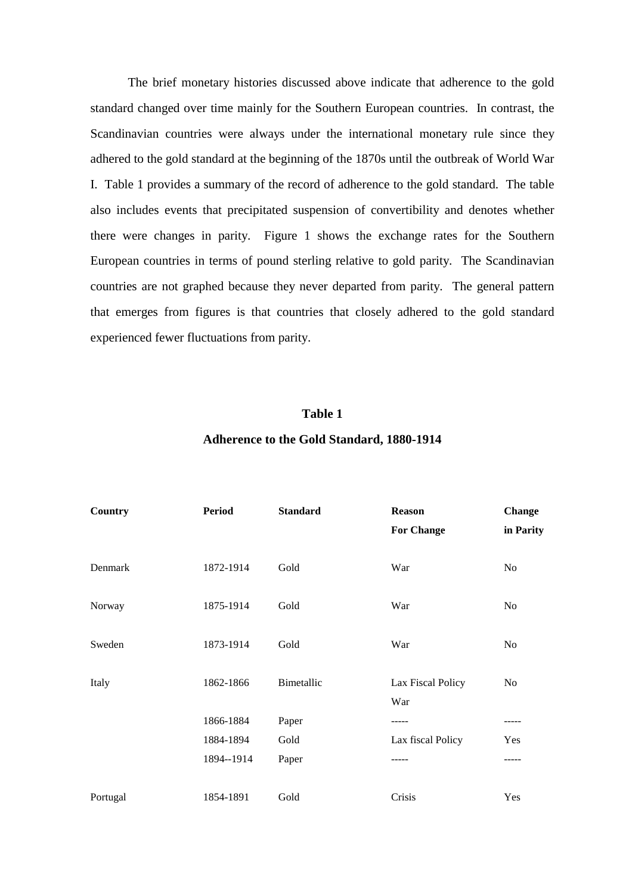The brief monetary histories discussed above indicate that adherence to the gold standard changed over time mainly for the Southern European countries. In contrast, the Scandinavian countries were always under the international monetary rule since they adhered to the gold standard at the beginning of the 1870s until the outbreak of World War I. Table 1 provides a summary of the record of adherence to the gold standard. The table also includes events that precipitated suspension of convertibility and denotes whether there were changes in parity. Figure 1 shows the exchange rates for the Southern European countries in terms of pound sterling relative to gold parity. The Scandinavian countries are not graphed because they never departed from parity. The general pattern that emerges from figures is that countries that closely adhered to the gold standard experienced fewer fluctuations from parity.

**Table 1**

**Adherence to the Gold Standard, 1880-1914**

| **Country** | **Period** | **Standard** | **Reason For Change** | **Change in Parity** |
|---|---|---|---|---|
| Denmark | 1872-1914 | Gold | War | No |
| Norway | 1875-1914 | Gold | War | No |
| Sweden | 1873-1914 | Gold | War | No |
| Italy | 1862-1866 | Bimetallic | Lax Fiscal Policy War | No |
| | 1866-1884 | Paper | ----- | ----- |
| | 1884-1894 | Gold | Lax fiscal Policy | Yes |
| | 1894--1914 | Paper | ----- | ----- |
| Portugal | 1854-1891 | Gold | Crisis | Yes |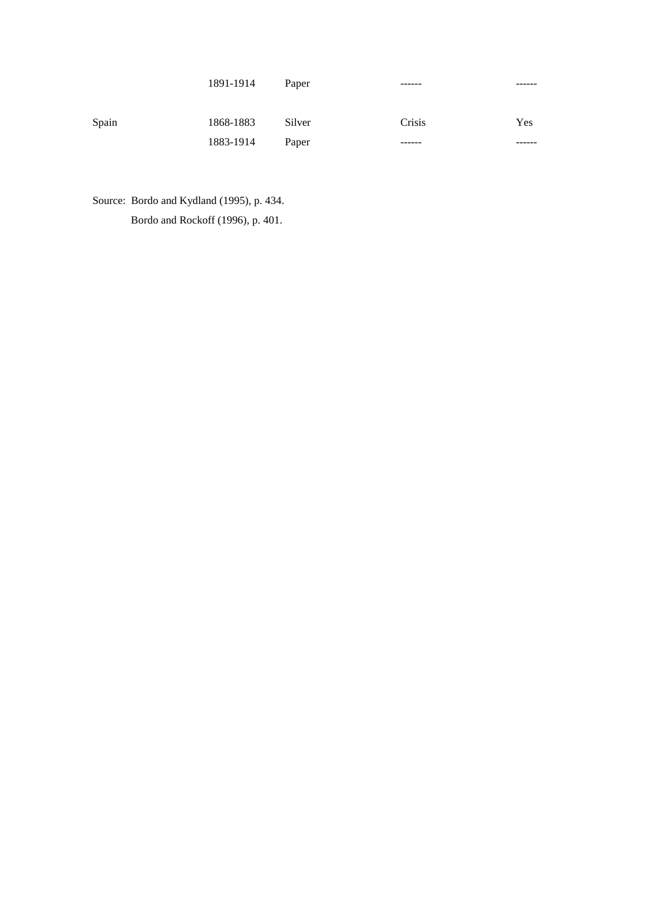| | | | | |
|---|---|---|---|---|
| | 1891-1914 | Paper | ------ | ------ |
| Spain | 1868-1883 | Silver | Crisis | Yes |
| | 1883-1914 | Paper | ------ | ------ |

Source: Bordo and Kydland (1995), p. 434.
Bordo and Rockoff (1996), p. 401.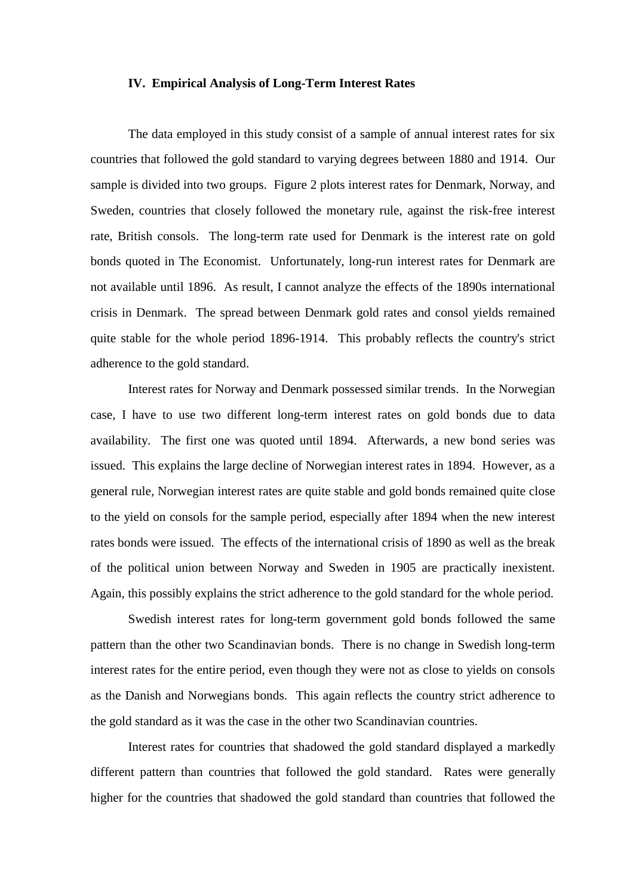## IV. Empirical Analysis of Long-Term Interest Rates

The data employed in this study consist of a sample of annual interest rates for six countries that followed the gold standard to varying degrees between 1880 and 1914. Our sample is divided into two groups. Figure 2 plots interest rates for Denmark, Norway, and Sweden, countries that closely followed the monetary rule, against the risk-free interest rate, British consols. The long-term rate used for Denmark is the interest rate on gold bonds quoted in The Economist. Unfortunately, long-run interest rates for Denmark are not available until 1896. As result, I cannot analyze the effects of the 1890s international crisis in Denmark. The spread between Denmark gold rates and consol yields remained quite stable for the whole period 1896-1914. This probably reflects the country's strict adherence to the gold standard.

Interest rates for Norway and Denmark possessed similar trends. In the Norwegian case, I have to use two different long-term interest rates on gold bonds due to data availability. The first one was quoted until 1894. Afterwards, a new bond series was issued. This explains the large decline of Norwegian interest rates in 1894. However, as a general rule, Norwegian interest rates are quite stable and gold bonds remained quite close to the yield on consols for the sample period, especially after 1894 when the new interest rates bonds were issued. The effects of the international crisis of 1890 as well as the break of the political union between Norway and Sweden in 1905 are practically inexistent. Again, this possibly explains the strict adherence to the gold standard for the whole period.

Swedish interest rates for long-term government gold bonds followed the same pattern than the other two Scandinavian bonds. There is no change in Swedish long-term interest rates for the entire period, even though they were not as close to yields on consols as the Danish and Norwegians bonds. This again reflects the country strict adherence to the gold standard as it was the case in the other two Scandinavian countries.

Interest rates for countries that shadowed the gold standard displayed a markedly different pattern than countries that followed the gold standard. Rates were generally higher for the countries that shadowed the gold standard than countries that followed the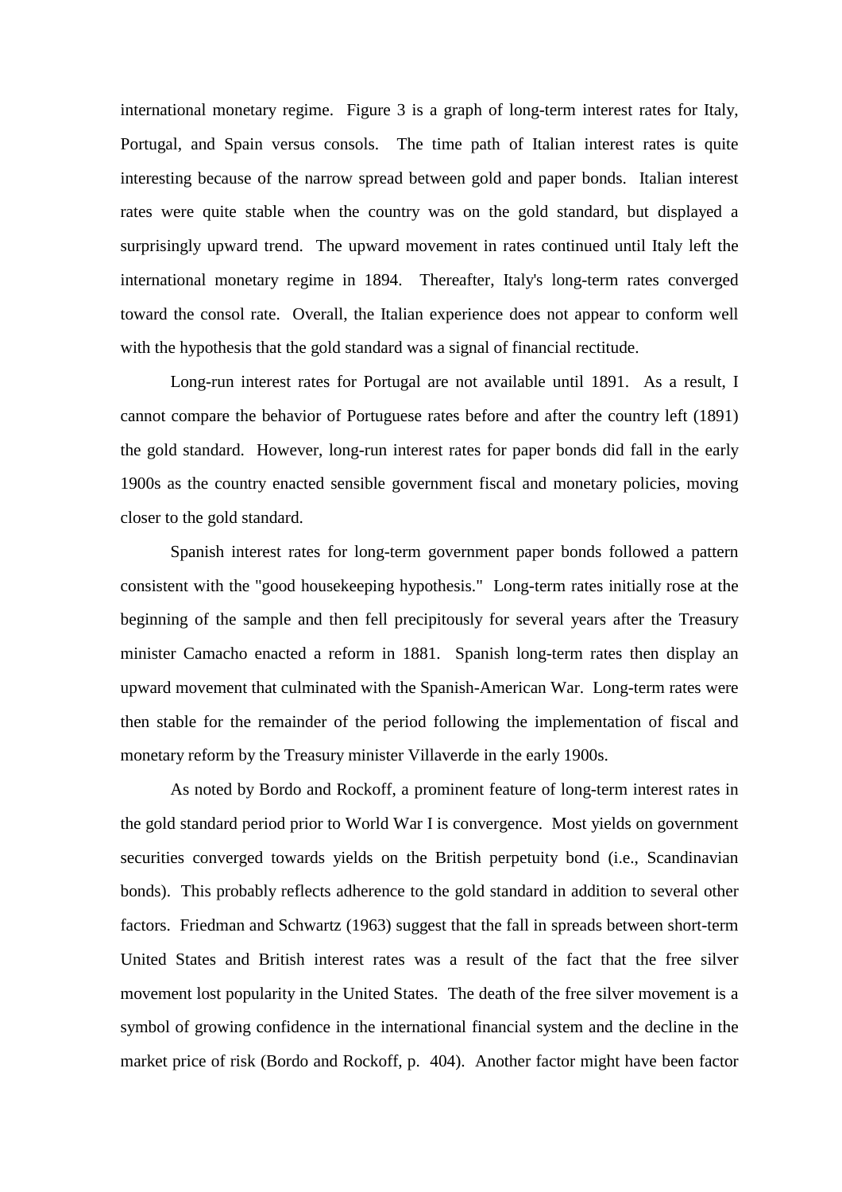international monetary regime. Figure 3 is a graph of long-term interest rates for Italy, Portugal, and Spain versus consols. The time path of Italian interest rates is quite interesting because of the narrow spread between gold and paper bonds. Italian interest rates were quite stable when the country was on the gold standard, but displayed a surprisingly upward trend. The upward movement in rates continued until Italy left the international monetary regime in 1894. Thereafter, Italy's long-term rates converged toward the consol rate. Overall, the Italian experience does not appear to conform well with the hypothesis that the gold standard was a signal of financial rectitude.

Long-run interest rates for Portugal are not available until 1891. As a result, I cannot compare the behavior of Portuguese rates before and after the country left (1891) the gold standard. However, long-run interest rates for paper bonds did fall in the early 1900s as the country enacted sensible government fiscal and monetary policies, moving closer to the gold standard.

Spanish interest rates for long-term government paper bonds followed a pattern consistent with the "good housekeeping hypothesis." Long-term rates initially rose at the beginning of the sample and then fell precipitously for several years after the Treasury minister Camacho enacted a reform in 1881. Spanish long-term rates then display an upward movement that culminated with the Spanish-American War. Long-term rates were then stable for the remainder of the period following the implementation of fiscal and monetary reform by the Treasury minister Villaverde in the early 1900s.

As noted by Bordo and Rockoff, a prominent feature of long-term interest rates in the gold standard period prior to World War I is convergence. Most yields on government securities converged towards yields on the British perpetuity bond (i.e., Scandinavian bonds). This probably reflects adherence to the gold standard in addition to several other factors. Friedman and Schwartz (1963) suggest that the fall in spreads between short-term United States and British interest rates was a result of the fact that the free silver movement lost popularity in the United States. The death of the free silver movement is a symbol of growing confidence in the international financial system and the decline in the market price of risk (Bordo and Rockoff, p. 404). Another factor might have been factor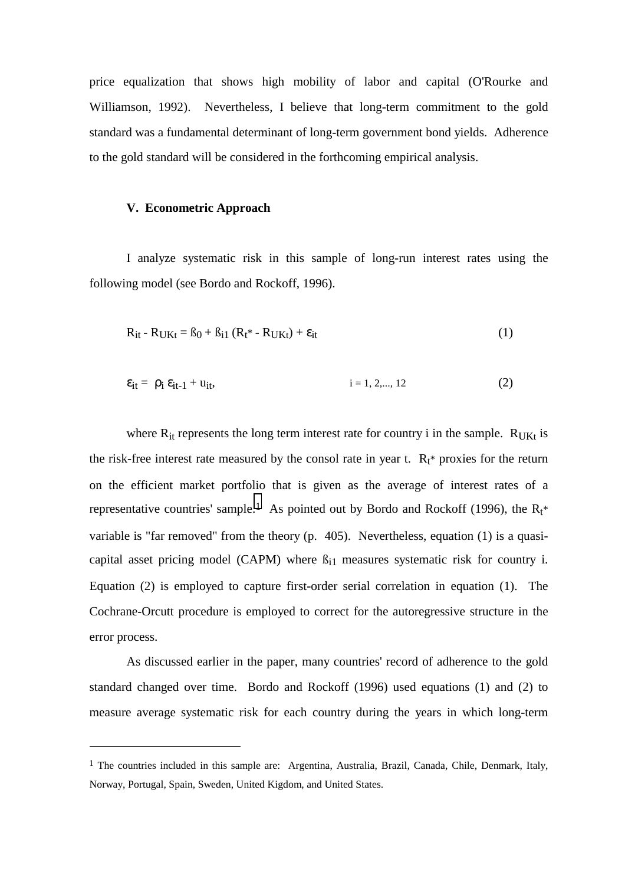price equalization that shows high mobility of labor and capital (O'Rourke and Williamson, 1992). Nevertheless, I believe that long-term commitment to the gold standard was a fundamental determinant of long-term government bond yields. Adherence to the gold standard will be considered in the forthcoming empirical analysis.

## V. Econometric Approach

I analyze systematic risk in this sample of long-run interest rates using the following model (see Bordo and Rockoff, 1996).

$$R_{it} - R_{UKt} = ß_0 + ß_{i1} (R_t{*} - R_{UKt}) + \varepsilon_{it} \qquad (1)$$

$$\varepsilon_{it} = \rho_i \varepsilon_{it-1} + u_{it}, \qquad i = 1, 2, ..., 12 \qquad (2)$$

where $R_{it}$ represents the long term interest rate for country i in the sample. $R_{UKt}$ is the risk-free interest rate measured by the consol rate in year t. $R_t{*}$ proxies for the return on the efficient market portfolio that is given as the average of interest rates of a representative countries' sample.[1] As pointed out by Bordo and Rockoff (1996), the $R_t{*}$ variable is "far removed" from the theory (p. 405). Nevertheless, equation (1) is a quasi-capital asset pricing model (CAPM) where $ß_{i1}$ measures systematic risk for country i. Equation (2) is employed to capture first-order serial correlation in equation (1). The Cochrane-Orcutt procedure is employed to correct for the autoregressive structure in the error process.

As discussed earlier in the paper, many countries' record of adherence to the gold standard changed over time. Bordo and Rockoff (1996) used equations (1) and (2) to measure average systematic risk for each country during the years in which long-term

---

[1] The countries included in this sample are: Argentina, Australia, Brazil, Canada, Chile, Denmark, Italy, Norway, Portugal, Spain, Sweden, United Kigdom, and United States.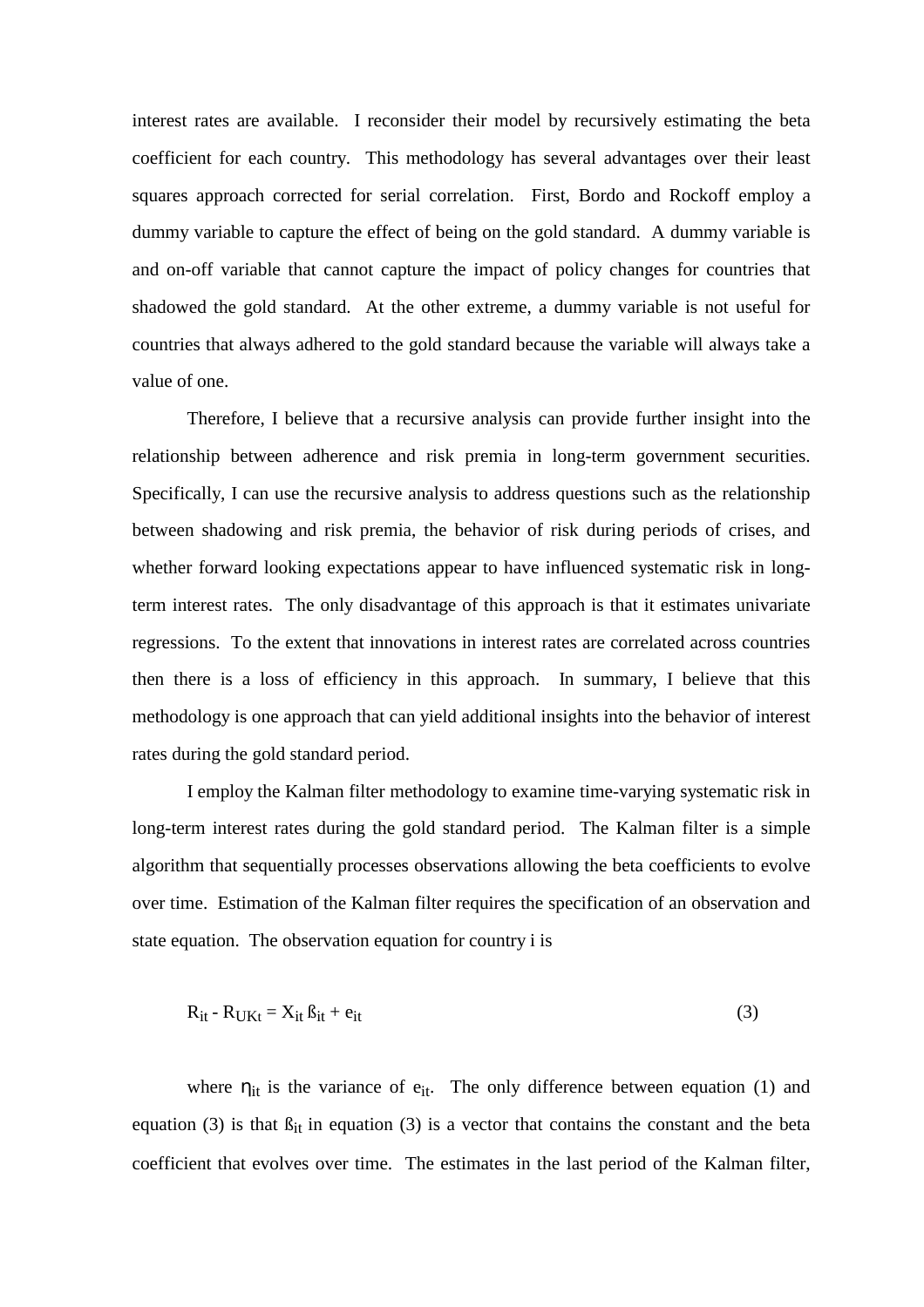interest rates are available. I reconsider their model by recursively estimating the beta coefficient for each country. This methodology has several advantages over their least squares approach corrected for serial correlation. First, Bordo and Rockoff employ a dummy variable to capture the effect of being on the gold standard. A dummy variable is and on-off variable that cannot capture the impact of policy changes for countries that shadowed the gold standard. At the other extreme, a dummy variable is not useful for countries that always adhered to the gold standard because the variable will always take a value of one.

Therefore, I believe that a recursive analysis can provide further insight into the relationship between adherence and risk premia in long-term government securities. Specifically, I can use the recursive analysis to address questions such as the relationship between shadowing and risk premia, the behavior of risk during periods of crises, and whether forward looking expectations appear to have influenced systematic risk in long-term interest rates. The only disadvantage of this approach is that it estimates univariate regressions. To the extent that innovations in interest rates are correlated across countries then there is a loss of efficiency in this approach. In summary, I believe that this methodology is one approach that can yield additional insights into the behavior of interest rates during the gold standard period.

I employ the Kalman filter methodology to examine time-varying systematic risk in long-term interest rates during the gold standard period. The Kalman filter is a simple algorithm that sequentially processes observations allowing the beta coefficients to evolve over time. Estimation of the Kalman filter requires the specification of an observation and state equation. The observation equation for country i is

$$R_{it} - R_{UKt} = X_{it}\,ß_{it} + e_{it} \qquad (3)$$

where $\eta_{it}$ is the variance of $e_{it}$. The only difference between equation (1) and equation (3) is that $ß_{it}$ in equation (3) is a vector that contains the constant and the beta coefficient that evolves over time. The estimates in the last period of the Kalman filter,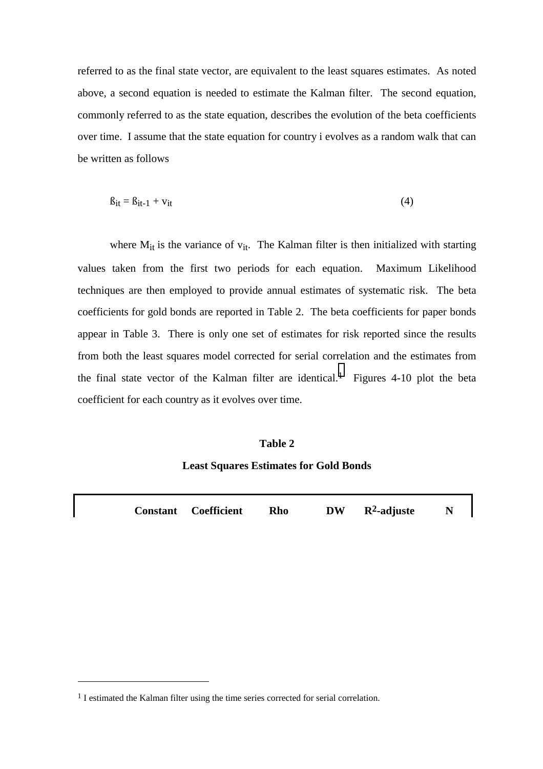referred to as the final state vector, are equivalent to the least squares estimates. As noted above, a second equation is needed to estimate the Kalman filter. The second equation, commonly referred to as the state equation, describes the evolution of the beta coefficients over time. I assume that the state equation for country i evolves as a random walk that can be written as follows

$$\beta_{it} = \beta_{it-1} + v_{it} \tag{4}$$

where $M_{it}$ is the variance of $v_{it}$. The Kalman filter is then initialized with starting values taken from the first two periods for each equation. Maximum Likelihood techniques are then employed to provide annual estimates of systematic risk. The beta coefficients for gold bonds are reported in Table 2. The beta coefficients for paper bonds appear in Table 3. There is only one set of estimates for risk reported since the results from both the least squares model corrected for serial correlation and the estimates from the final state vector of the Kalman filter are identical.[1] Figures 4-10 plot the beta coefficient for each country as it evolves over time.

**Table 2**

**Least Squares Estimates for Gold Bonds**

| | Constant | Coefficient | Rho | DW | $R^2$-adjuste | N |
|---|---|---|---|---|---|---|

[1] I estimated the Kalman filter using the time series corrected for serial correlation.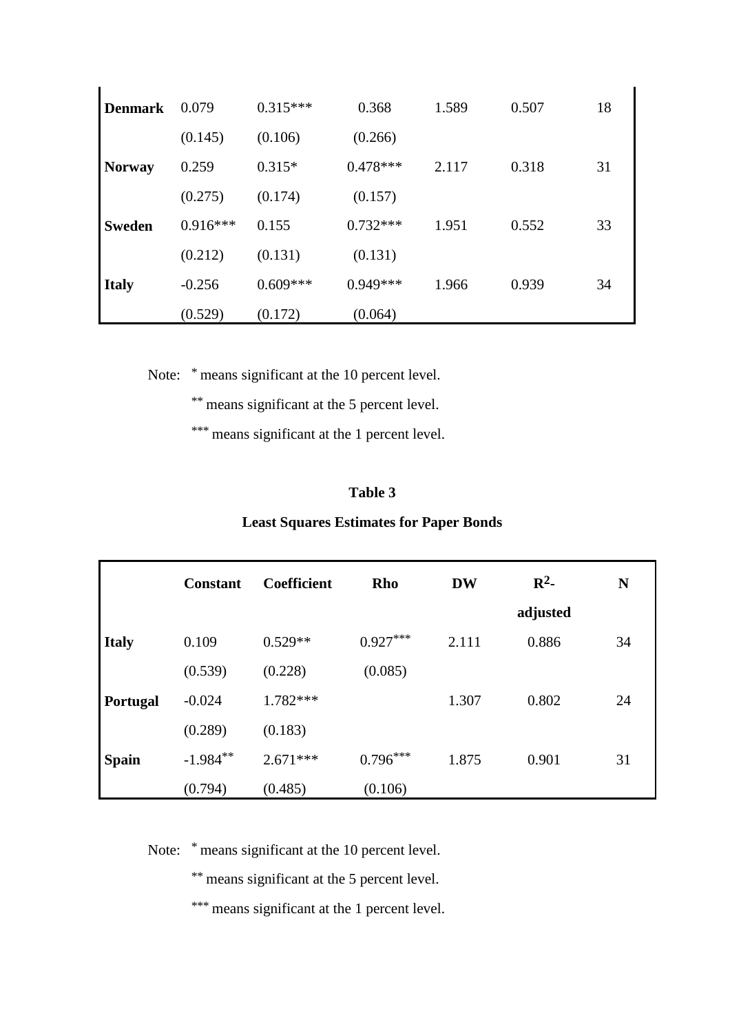| | | | | | | |
|---|---|---|---|---|---|---|
| **Denmark** | 0.079 | 0.315*** | 0.368 | 1.589 | 0.507 | 18 |
| | (0.145) | (0.106) | (0.266) | | | |
| **Norway** | 0.259 | 0.315* | 0.478*** | 2.117 | 0.318 | 31 |
| | (0.275) | (0.174) | (0.157) | | | |
| **Sweden** | 0.916*** | 0.155 | 0.732*** | 1.951 | 0.552 | 33 |
| | (0.212) | (0.131) | (0.131) | | | |
| **Italy** | -0.256 | 0.609*** | 0.949*** | 1.966 | 0.939 | 34 |
| | (0.529) | (0.172) | (0.064) | | | |

Note: * means significant at the 10 percent level.

** means significant at the 5 percent level.

*** means significant at the 1 percent level.

**Table 3**

**Least Squares Estimates for Paper Bonds**

| | **Constant** | **Coefficient** | **Rho** | **DW** | **$R^2$-adjusted** | **N** |
|---|---|---|---|---|---|---|
| **Italy** | 0.109 | 0.529** | 0.927*** | 2.111 | 0.886 | 34 |
| | (0.539) | (0.228) | (0.085) | | | |
| **Portugal** | -0.024 | 1.782*** | | 1.307 | 0.802 | 24 |
| | (0.289) | (0.183) | | | | |
| **Spain** | -1.984** | 2.671*** | 0.796*** | 1.875 | 0.901 | 31 |
| | (0.794) | (0.485) | (0.106) | | | |

Note: * means significant at the 10 percent level.

** means significant at the 5 percent level.

*** means significant at the 1 percent level.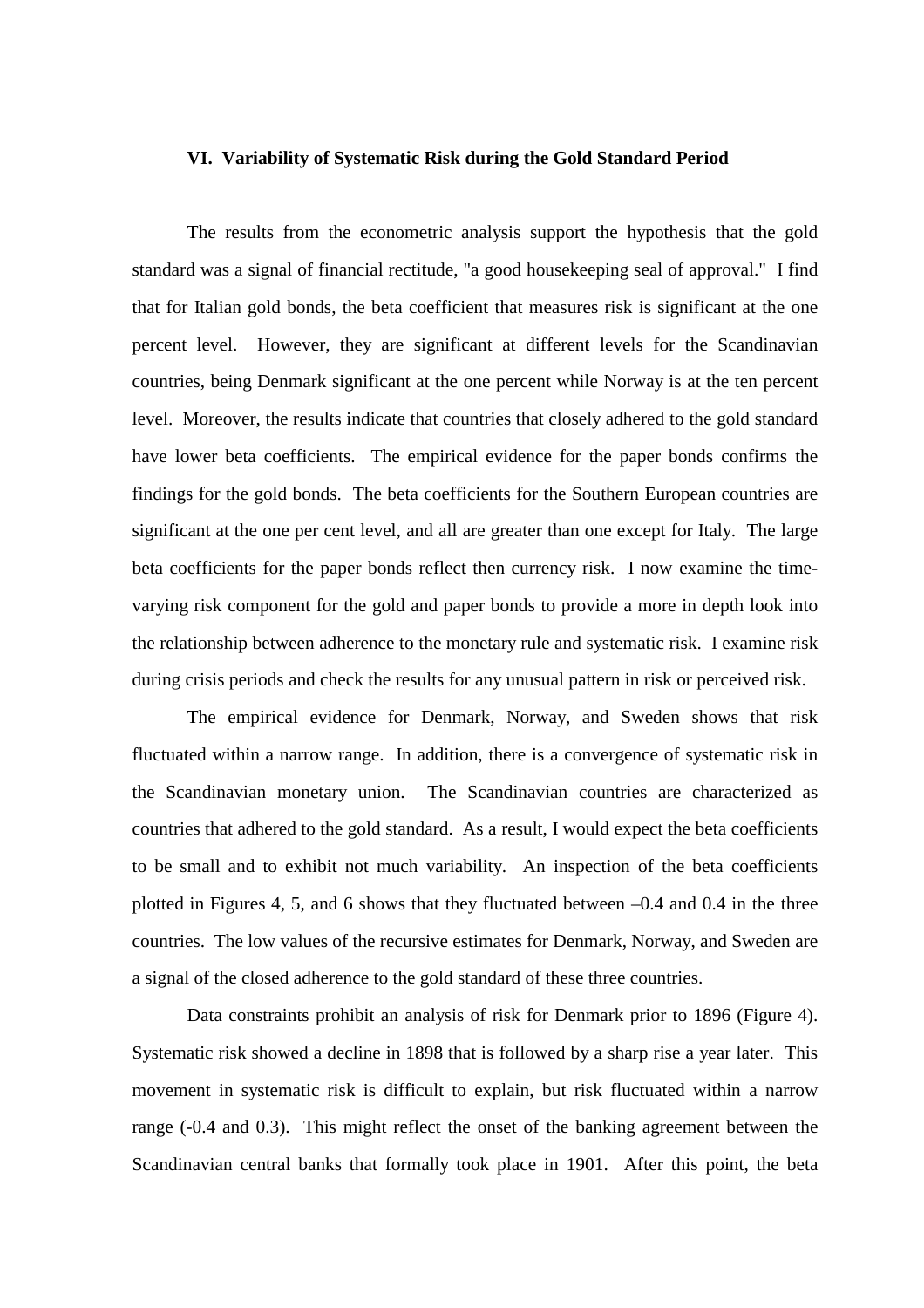## VI. Variability of Systematic Risk during the Gold Standard Period

The results from the econometric analysis support the hypothesis that the gold standard was a signal of financial rectitude, "a good housekeeping seal of approval." I find that for Italian gold bonds, the beta coefficient that measures risk is significant at the one percent level. However, they are significant at different levels for the Scandinavian countries, being Denmark significant at the one percent while Norway is at the ten percent level. Moreover, the results indicate that countries that closely adhered to the gold standard have lower beta coefficients. The empirical evidence for the paper bonds confirms the findings for the gold bonds. The beta coefficients for the Southern European countries are significant at the one per cent level, and all are greater than one except for Italy. The large beta coefficients for the paper bonds reflect then currency risk. I now examine the time-varying risk component for the gold and paper bonds to provide a more in depth look into the relationship between adherence to the monetary rule and systematic risk. I examine risk during crisis periods and check the results for any unusual pattern in risk or perceived risk.

The empirical evidence for Denmark, Norway, and Sweden shows that risk fluctuated within a narrow range. In addition, there is a convergence of systematic risk in the Scandinavian monetary union. The Scandinavian countries are characterized as countries that adhered to the gold standard. As a result, I would expect the beta coefficients to be small and to exhibit not much variability. An inspection of the beta coefficients plotted in Figures 4, 5, and 6 shows that they fluctuated between –0.4 and 0.4 in the three countries. The low values of the recursive estimates for Denmark, Norway, and Sweden are a signal of the closed adherence to the gold standard of these three countries.

Data constraints prohibit an analysis of risk for Denmark prior to 1896 (Figure 4). Systematic risk showed a decline in 1898 that is followed by a sharp rise a year later. This movement in systematic risk is difficult to explain, but risk fluctuated within a narrow range (-0.4 and 0.3). This might reflect the onset of the banking agreement between the Scandinavian central banks that formally took place in 1901. After this point, the beta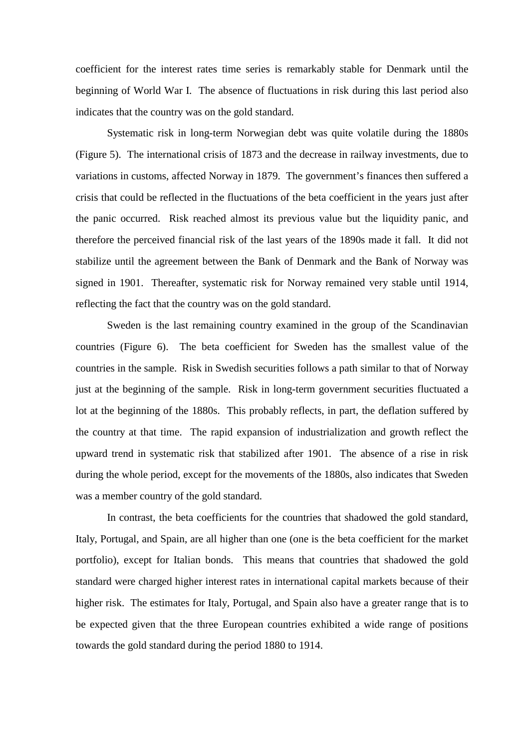coefficient for the interest rates time series is remarkably stable for Denmark until the beginning of World War I. The absence of fluctuations in risk during this last period also indicates that the country was on the gold standard.

Systematic risk in long-term Norwegian debt was quite volatile during the 1880s (Figure 5). The international crisis of 1873 and the decrease in railway investments, due to variations in customs, affected Norway in 1879. The government's finances then suffered a crisis that could be reflected in the fluctuations of the beta coefficient in the years just after the panic occurred. Risk reached almost its previous value but the liquidity panic, and therefore the perceived financial risk of the last years of the 1890s made it fall. It did not stabilize until the agreement between the Bank of Denmark and the Bank of Norway was signed in 1901. Thereafter, systematic risk for Norway remained very stable until 1914, reflecting the fact that the country was on the gold standard.

Sweden is the last remaining country examined in the group of the Scandinavian countries (Figure 6). The beta coefficient for Sweden has the smallest value of the countries in the sample. Risk in Swedish securities follows a path similar to that of Norway just at the beginning of the sample. Risk in long-term government securities fluctuated a lot at the beginning of the 1880s. This probably reflects, in part, the deflation suffered by the country at that time. The rapid expansion of industrialization and growth reflect the upward trend in systematic risk that stabilized after 1901. The absence of a rise in risk during the whole period, except for the movements of the 1880s, also indicates that Sweden was a member country of the gold standard.

In contrast, the beta coefficients for the countries that shadowed the gold standard, Italy, Portugal, and Spain, are all higher than one (one is the beta coefficient for the market portfolio), except for Italian bonds. This means that countries that shadowed the gold standard were charged higher interest rates in international capital markets because of their higher risk. The estimates for Italy, Portugal, and Spain also have a greater range that is to be expected given that the three European countries exhibited a wide range of positions towards the gold standard during the period 1880 to 1914.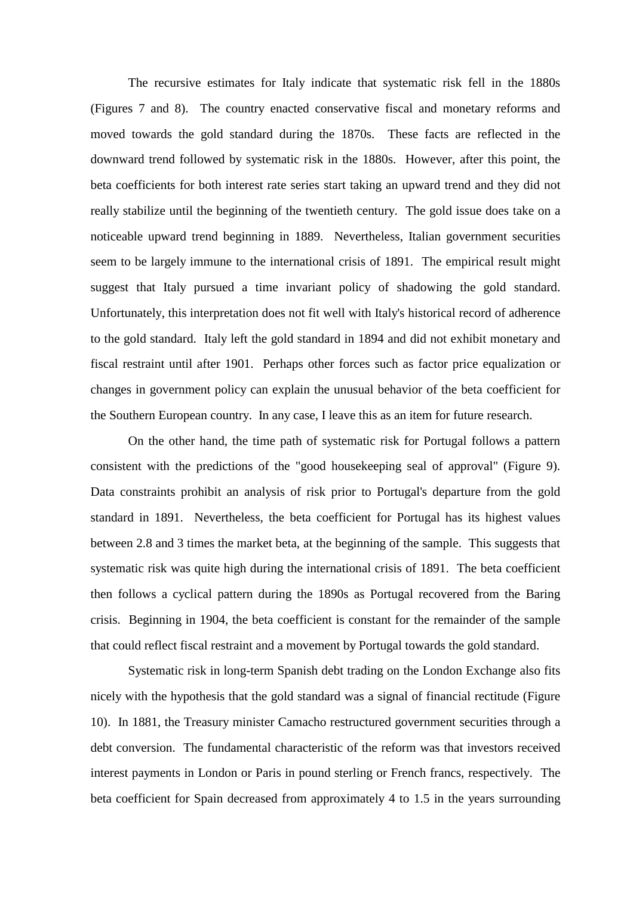The recursive estimates for Italy indicate that systematic risk fell in the 1880s (Figures 7 and 8). The country enacted conservative fiscal and monetary reforms and moved towards the gold standard during the 1870s. These facts are reflected in the downward trend followed by systematic risk in the 1880s. However, after this point, the beta coefficients for both interest rate series start taking an upward trend and they did not really stabilize until the beginning of the twentieth century. The gold issue does take on a noticeable upward trend beginning in 1889. Nevertheless, Italian government securities seem to be largely immune to the international crisis of 1891. The empirical result might suggest that Italy pursued a time invariant policy of shadowing the gold standard. Unfortunately, this interpretation does not fit well with Italy's historical record of adherence to the gold standard. Italy left the gold standard in 1894 and did not exhibit monetary and fiscal restraint until after 1901. Perhaps other forces such as factor price equalization or changes in government policy can explain the unusual behavior of the beta coefficient for the Southern European country. In any case, I leave this as an item for future research.

On the other hand, the time path of systematic risk for Portugal follows a pattern consistent with the predictions of the "good housekeeping seal of approval" (Figure 9). Data constraints prohibit an analysis of risk prior to Portugal's departure from the gold standard in 1891. Nevertheless, the beta coefficient for Portugal has its highest values between 2.8 and 3 times the market beta, at the beginning of the sample. This suggests that systematic risk was quite high during the international crisis of 1891. The beta coefficient then follows a cyclical pattern during the 1890s as Portugal recovered from the Baring crisis. Beginning in 1904, the beta coefficient is constant for the remainder of the sample that could reflect fiscal restraint and a movement by Portugal towards the gold standard.

Systematic risk in long-term Spanish debt trading on the London Exchange also fits nicely with the hypothesis that the gold standard was a signal of financial rectitude (Figure 10). In 1881, the Treasury minister Camacho restructured government securities through a debt conversion. The fundamental characteristic of the reform was that investors received interest payments in London or Paris in pound sterling or French francs, respectively. The beta coefficient for Spain decreased from approximately 4 to 1.5 in the years surrounding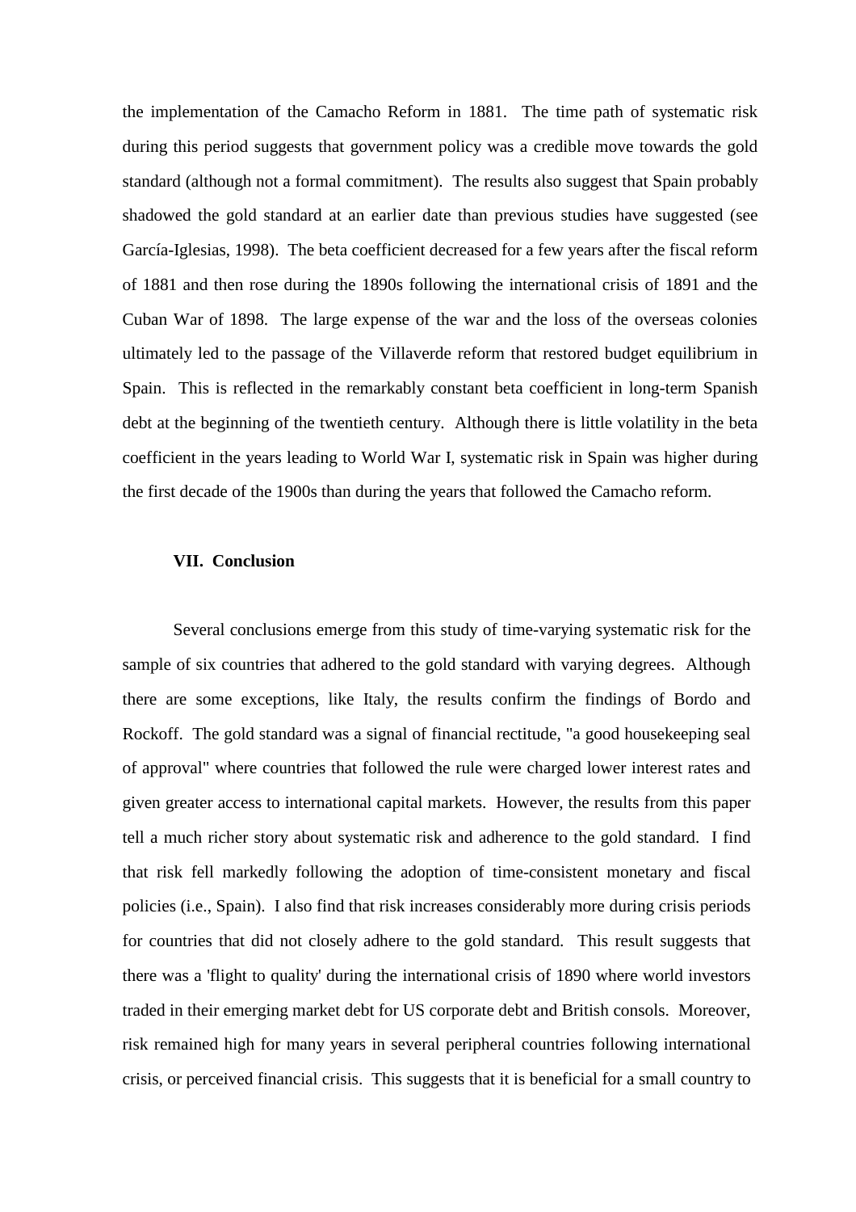the implementation of the Camacho Reform in 1881. The time path of systematic risk during this period suggests that government policy was a credible move towards the gold standard (although not a formal commitment). The results also suggest that Spain probably shadowed the gold standard at an earlier date than previous studies have suggested (see García-Iglesias, 1998). The beta coefficient decreased for a few years after the fiscal reform of 1881 and then rose during the 1890s following the international crisis of 1891 and the Cuban War of 1898. The large expense of the war and the loss of the overseas colonies ultimately led to the passage of the Villaverde reform that restored budget equilibrium in Spain. This is reflected in the remarkably constant beta coefficient in long-term Spanish debt at the beginning of the twentieth century. Although there is little volatility in the beta coefficient in the years leading to World War I, systematic risk in Spain was higher during the first decade of the 1900s than during the years that followed the Camacho reform.

## VII. Conclusion

Several conclusions emerge from this study of time-varying systematic risk for the sample of six countries that adhered to the gold standard with varying degrees. Although there are some exceptions, like Italy, the results confirm the findings of Bordo and Rockoff. The gold standard was a signal of financial rectitude, "a good housekeeping seal of approval" where countries that followed the rule were charged lower interest rates and given greater access to international capital markets. However, the results from this paper tell a much richer story about systematic risk and adherence to the gold standard. I find that risk fell markedly following the adoption of time-consistent monetary and fiscal policies (i.e., Spain). I also find that risk increases considerably more during crisis periods for countries that did not closely adhere to the gold standard. This result suggests that there was a 'flight to quality' during the international crisis of 1890 where world investors traded in their emerging market debt for US corporate debt and British consols. Moreover, risk remained high for many years in several peripheral countries following international crisis, or perceived financial crisis. This suggests that it is beneficial for a small country to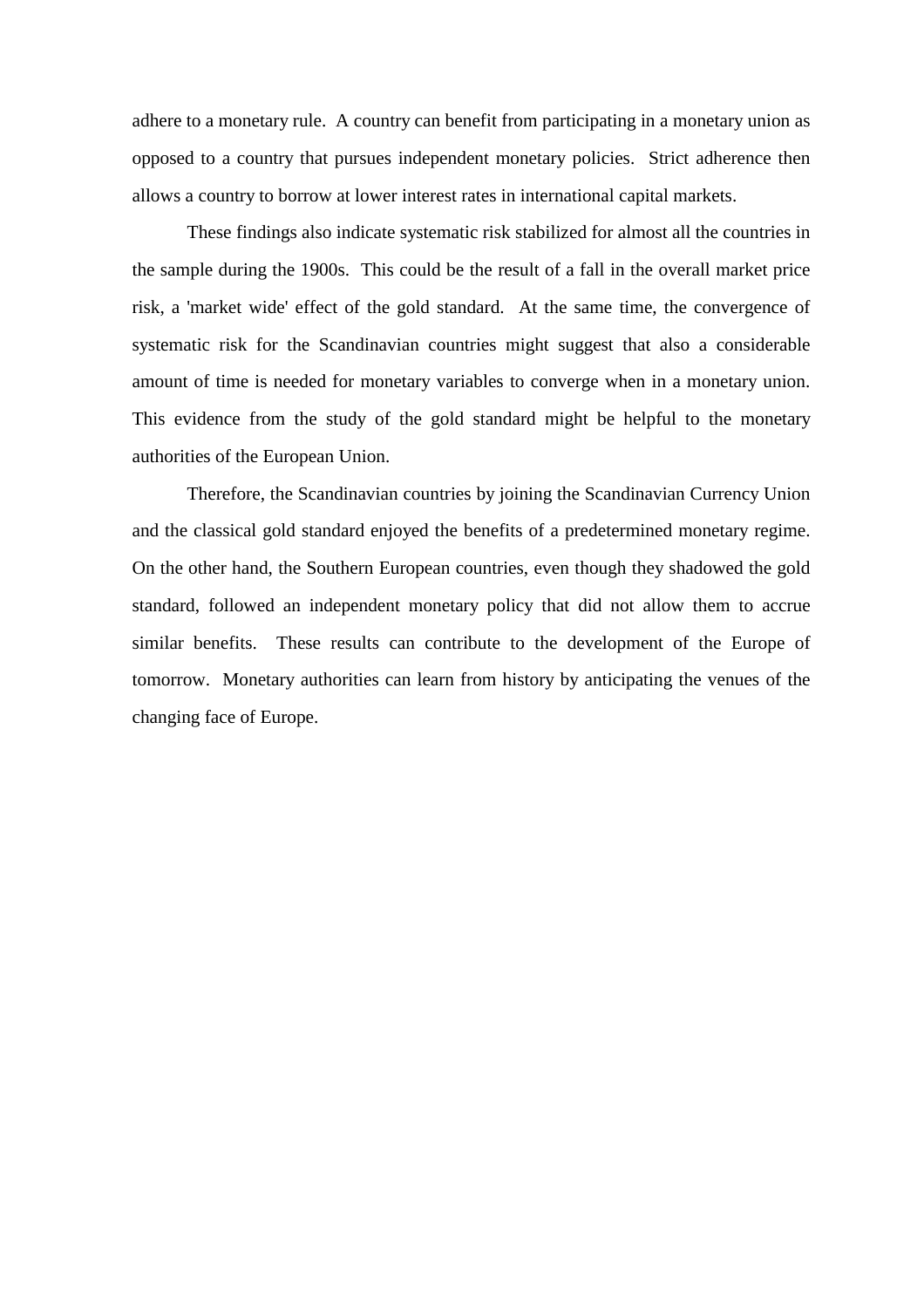adhere to a monetary rule. A country can benefit from participating in a monetary union as opposed to a country that pursues independent monetary policies. Strict adherence then allows a country to borrow at lower interest rates in international capital markets.

These findings also indicate systematic risk stabilized for almost all the countries in the sample during the 1900s. This could be the result of a fall in the overall market price risk, a 'market wide' effect of the gold standard. At the same time, the convergence of systematic risk for the Scandinavian countries might suggest that also a considerable amount of time is needed for monetary variables to converge when in a monetary union. This evidence from the study of the gold standard might be helpful to the monetary authorities of the European Union.

Therefore, the Scandinavian countries by joining the Scandinavian Currency Union and the classical gold standard enjoyed the benefits of a predetermined monetary regime. On the other hand, the Southern European countries, even though they shadowed the gold standard, followed an independent monetary policy that did not allow them to accrue similar benefits. These results can contribute to the development of the Europe of tomorrow. Monetary authorities can learn from history by anticipating the venues of the changing face of Europe.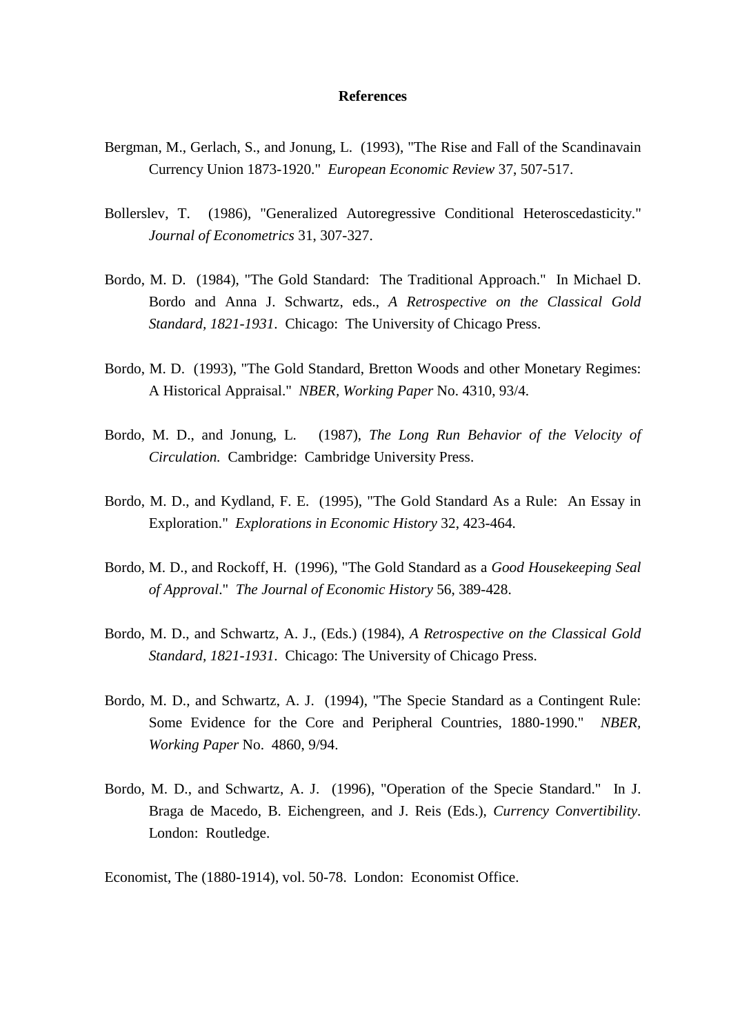**References**

Bergman, M., Gerlach, S., and Jonung, L. (1993), "The Rise and Fall of the Scandinavain Currency Union 1873-1920." *European Economic Review* 37, 507-517.

Bollerslev, T. (1986), "Generalized Autoregressive Conditional Heteroscedasticity." *Journal of Econometrics* 31, 307-327.

Bordo, M. D. (1984), "The Gold Standard: The Traditional Approach." In Michael D. Bordo and Anna J. Schwartz, eds., *A Retrospective on the Classical Gold Standard, 1821-1931*. Chicago: The University of Chicago Press.

Bordo, M. D. (1993), "The Gold Standard, Bretton Woods and other Monetary Regimes: A Historical Appraisal." *NBER, Working Paper* No. 4310, 93/4.

Bordo, M. D., and Jonung, L. (1987), *The Long Run Behavior of the Velocity of Circulation.* Cambridge: Cambridge University Press.

Bordo, M. D., and Kydland, F. E. (1995), "The Gold Standard As a Rule: An Essay in Exploration." *Explorations in Economic History* 32, 423-464.

Bordo, M. D., and Rockoff, H. (1996), "The Gold Standard as a *Good Housekeeping Seal of Approval*." *The Journal of Economic History* 56, 389-428.

Bordo, M. D., and Schwartz, A. J., (Eds.) (1984), *A Retrospective on the Classical Gold Standard, 1821-1931*. Chicago: The University of Chicago Press.

Bordo, M. D., and Schwartz, A. J. (1994), "The Specie Standard as a Contingent Rule: Some Evidence for the Core and Peripheral Countries, 1880-1990." *NBER, Working Paper* No. 4860, 9/94.

Bordo, M. D., and Schwartz, A. J. (1996), "Operation of the Specie Standard." In J. Braga de Macedo, B. Eichengreen, and J. Reis (Eds.), *Currency Convertibility*. London: Routledge.

Economist, The (1880-1914), vol. 50-78. London: Economist Office.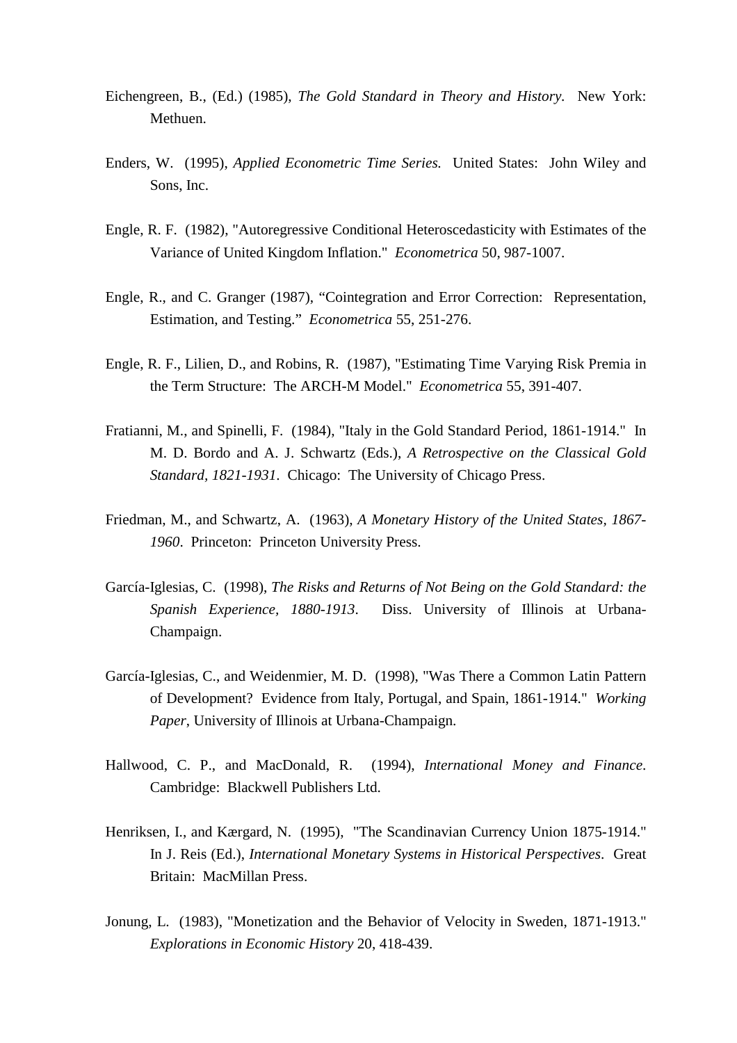Eichengreen, B., (Ed.) (1985), *The Gold Standard in Theory and History.* New York: Methuen.

Enders, W. (1995), *Applied Econometric Time Series.* United States: John Wiley and Sons, Inc.

Engle, R. F. (1982), "Autoregressive Conditional Heteroscedasticity with Estimates of the Variance of United Kingdom Inflation." *Econometrica* 50, 987-1007.

Engle, R., and C. Granger (1987), "Cointegration and Error Correction: Representation, Estimation, and Testing." *Econometrica* 55, 251-276.

Engle, R. F., Lilien, D., and Robins, R. (1987), "Estimating Time Varying Risk Premia in the Term Structure: The ARCH-M Model." *Econometrica* 55, 391-407.

Fratianni, M., and Spinelli, F. (1984), "Italy in the Gold Standard Period, 1861-1914." In M. D. Bordo and A. J. Schwartz (Eds.), *A Retrospective on the Classical Gold Standard, 1821-1931*. Chicago: The University of Chicago Press.

Friedman, M., and Schwartz, A. (1963), *A Monetary History of the United States, 1867-1960*. Princeton: Princeton University Press.

García-Iglesias, C. (1998), *The Risks and Returns of Not Being on the Gold Standard: the Spanish Experience, 1880-1913*. Diss. University of Illinois at Urbana-Champaign.

García-Iglesias, C., and Weidenmier, M. D. (1998), "Was There a Common Latin Pattern of Development? Evidence from Italy, Portugal, and Spain, 1861-1914." *Working Paper*, University of Illinois at Urbana-Champaign.

Hallwood, C. P., and MacDonald, R. (1994), *International Money and Finance*. Cambridge: Blackwell Publishers Ltd.

Henriksen, I., and Kærgard, N. (1995), "The Scandinavian Currency Union 1875-1914." In J. Reis (Ed.), *International Monetary Systems in Historical Perspectives*. Great Britain: MacMillan Press.

Jonung, L. (1983), "Monetization and the Behavior of Velocity in Sweden, 1871-1913." *Explorations in Economic History* 20, 418-439.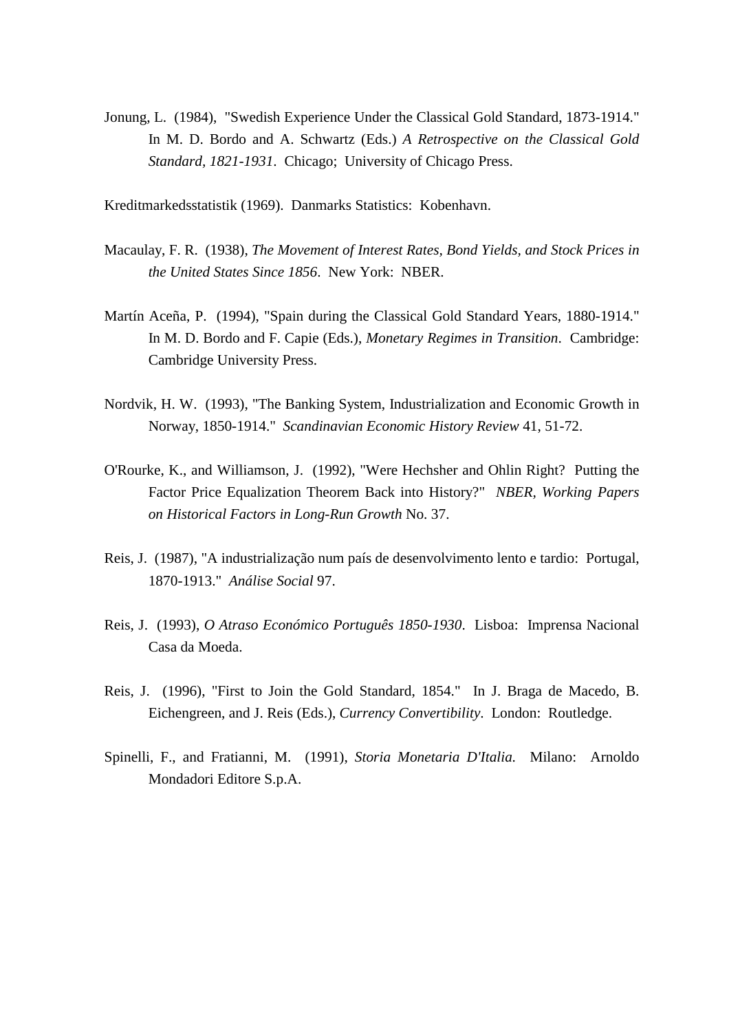Jonung, L. (1984), "Swedish Experience Under the Classical Gold Standard, 1873-1914." In M. D. Bordo and A. Schwartz (Eds.) *A Retrospective on the Classical Gold Standard, 1821-1931*. Chicago; University of Chicago Press.

Kreditmarkedsstatistik (1969). Danmarks Statistics: Kobenhavn.

Macaulay, F. R. (1938), *The Movement of Interest Rates, Bond Yields, and Stock Prices in the United States Since 1856*. New York: NBER.

Martín Aceña, P. (1994), "Spain during the Classical Gold Standard Years, 1880-1914." In M. D. Bordo and F. Capie (Eds.), *Monetary Regimes in Transition*. Cambridge: Cambridge University Press.

Nordvik, H. W. (1993), "The Banking System, Industrialization and Economic Growth in Norway, 1850-1914." *Scandinavian Economic History Review* 41, 51-72.

O'Rourke, K., and Williamson, J. (1992), "Were Hechsher and Ohlin Right? Putting the Factor Price Equalization Theorem Back into History?" *NBER, Working Papers on Historical Factors in Long-Run Growth* No. 37.

Reis, J. (1987), "A industrialização num país de desenvolvimento lento e tardio: Portugal, 1870-1913." *Análise Social* 97.

Reis, J. (1993), *O Atraso Económico Português 1850-1930*. Lisboa: Imprensa Nacional Casa da Moeda.

Reis, J. (1996), "First to Join the Gold Standard, 1854." In J. Braga de Macedo, B. Eichengreen, and J. Reis (Eds.), *Currency Convertibility*. London: Routledge.

Spinelli, F., and Fratianni, M. (1991), *Storia Monetaria D'Italia.* Milano: Arnoldo Mondadori Editore S.p.A.